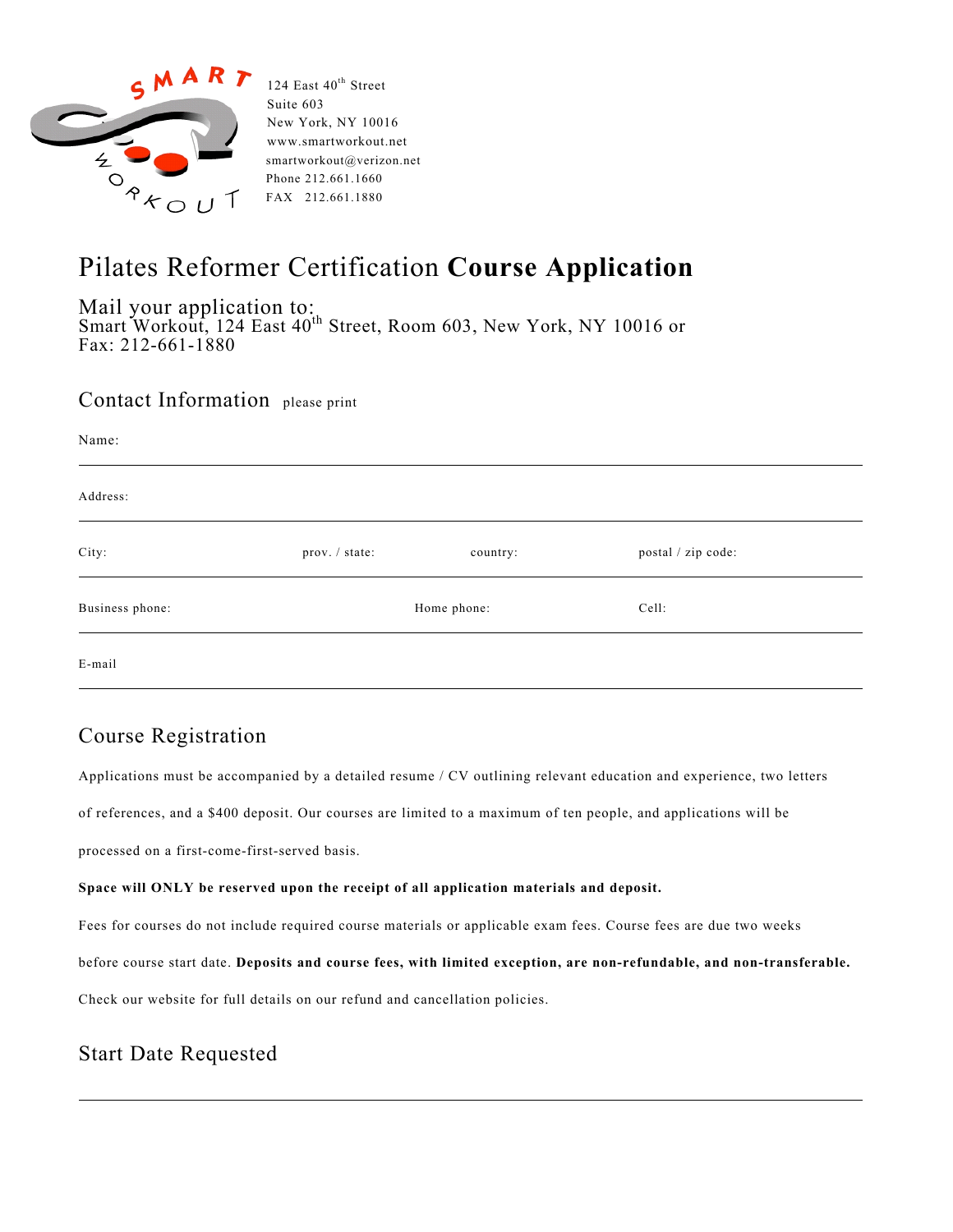SMART WORKOUT

124 East 40th Street
Suite 603
New York, NY 10016
www.smartworkout.net
smartworkout@verizon.net
Phone 212.661.1660
FAX 212.661.1880

# Pilates Reformer Certification **Course Application**

## Mail your application to:

Smart Workout, 124 East 40th Street, Room 603, New York, NY 10016 or
Fax: 212-661-1880

## Contact Information please print

Name:

---

Address:

---

City: prov. / state: country: postal / zip code:

---

Business phone: Home phone: Cell:

---

E-mail

---

## Course Registration

Applications must be accompanied by a detailed resume / CV outlining relevant education and experience, two letters of references, and a $400 deposit. Our courses are limited to a maximum of ten people, and applications will be processed on a first-come-first-served basis.

**Space will ONLY be reserved upon the receipt of all application materials and deposit.**

Fees for courses do not include required course materials or applicable exam fees. Course fees are due two weeks before course start date. **Deposits and course fees, with limited exception, are non-refundable, and non-transferable.** Check our website for full details on our refund and cancellation policies.

## Start Date Requested

---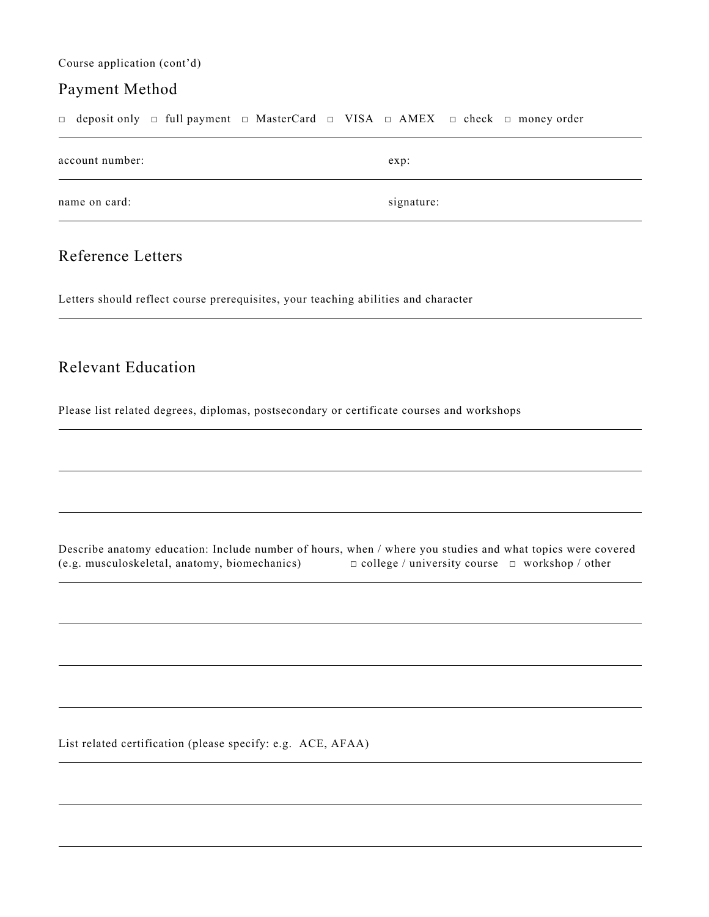Course application (cont'd)

## Payment Method

□ deposit only □ full payment □ MasterCard □ VISA □ AMEX □ check □ money order

account number: exp:

name on card: signature:

## Reference Letters

Letters should reflect course prerequisites, your teaching abilities and character

## Relevant Education

Please list related degrees, diplomas, postsecondary or certificate courses and workshops

Describe anatomy education: Include number of hours, when / where you studies and what topics were covered (e.g. musculoskeletal, anatomy, biomechanics) □ college / university course □ workshop / other

List related certification (please specify: e.g. ACE, AFAA)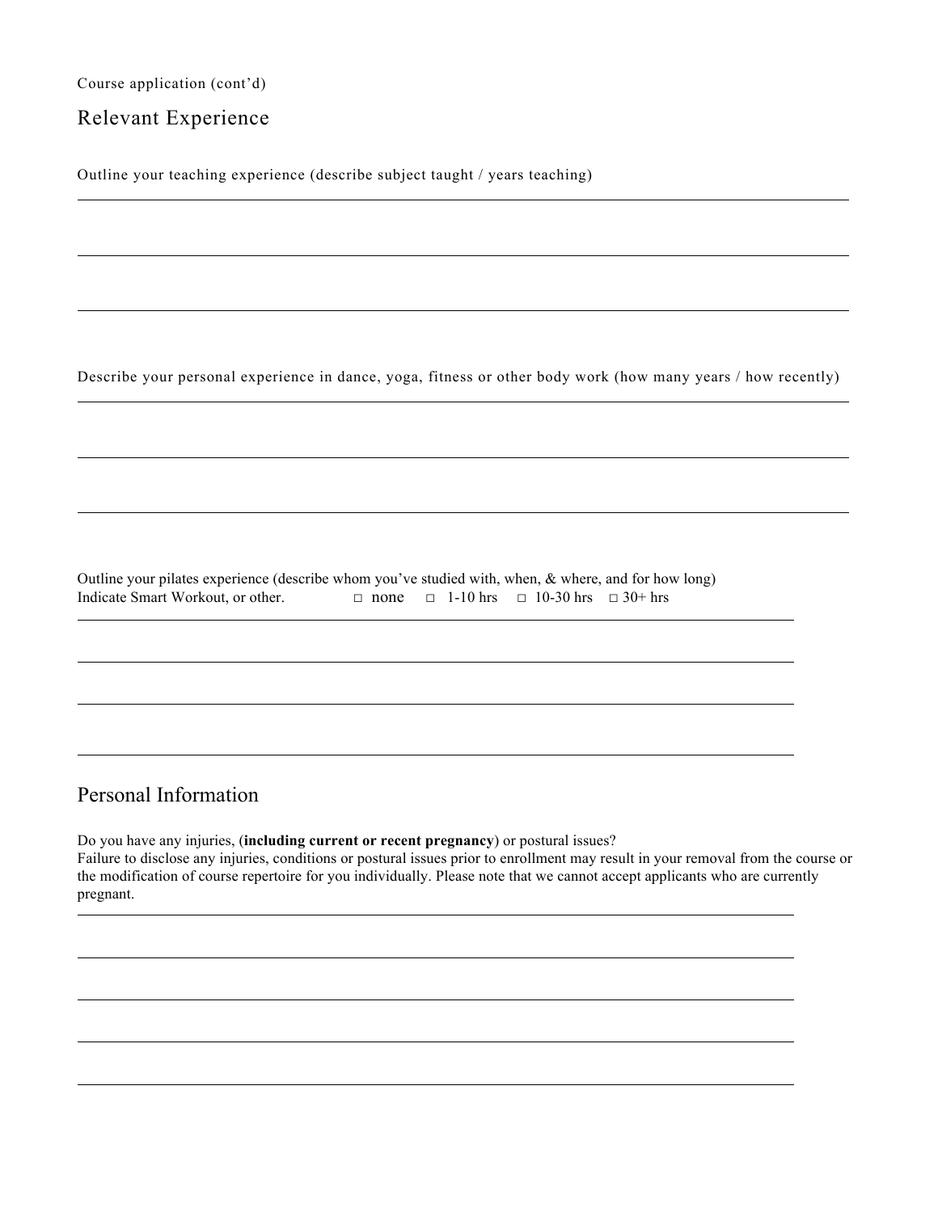Course application (cont'd)

## Relevant Experience

Outline your teaching experience (describe subject taught / years teaching)

Describe your personal experience in dance, yoga, fitness or other body work (how many years / how recently)

Outline your pilates experience (describe whom you've studied with, when, & where, and for how long)
Indicate Smart Workout, or other. □ none □ 1-10 hrs □ 10-30 hrs □ 30+ hrs

## Personal Information

Do you have any injuries, (**including current or recent pregnancy**) or postural issues?
Failure to disclose any injuries, conditions or postural issues prior to enrollment may result in your removal from the course or the modification of course repertoire for you individually. Please note that we cannot accept applicants who are currently pregnant.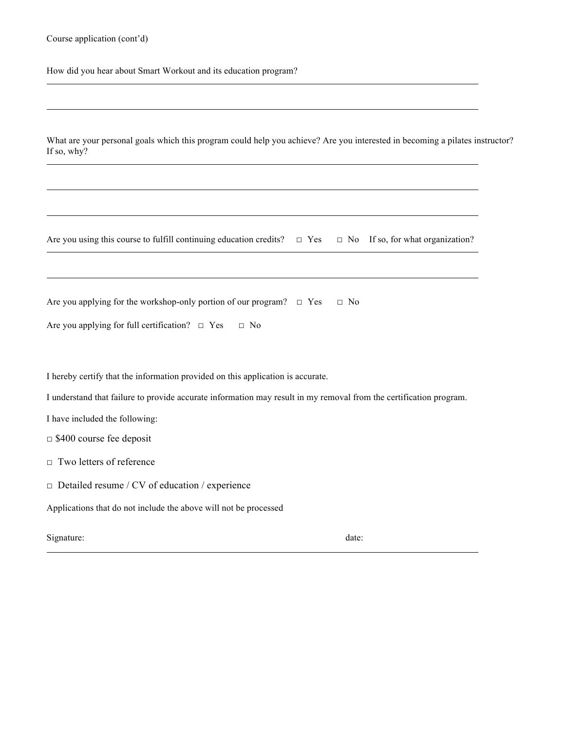Course application (cont'd)

How did you hear about Smart Workout and its education program?

---

---

What are your personal goals which this program could help you achieve? Are you interested in becoming a pilates instructor? If so, why?

---

---

---

Are you using this course to fulfill continuing education credits? □ Yes □ No If so, for what organization?

---

---

Are you applying for the workshop-only portion of our program? □ Yes □ No

Are you applying for full certification? □ Yes □ No

I hereby certify that the information provided on this application is accurate.

I understand that failure to provide accurate information may result in my removal from the certification program.

I have included the following:

□ $400 course fee deposit

□ Two letters of reference

□ Detailed resume / CV of education / experience

Applications that do not include the above will not be processed

Signature: date:

---